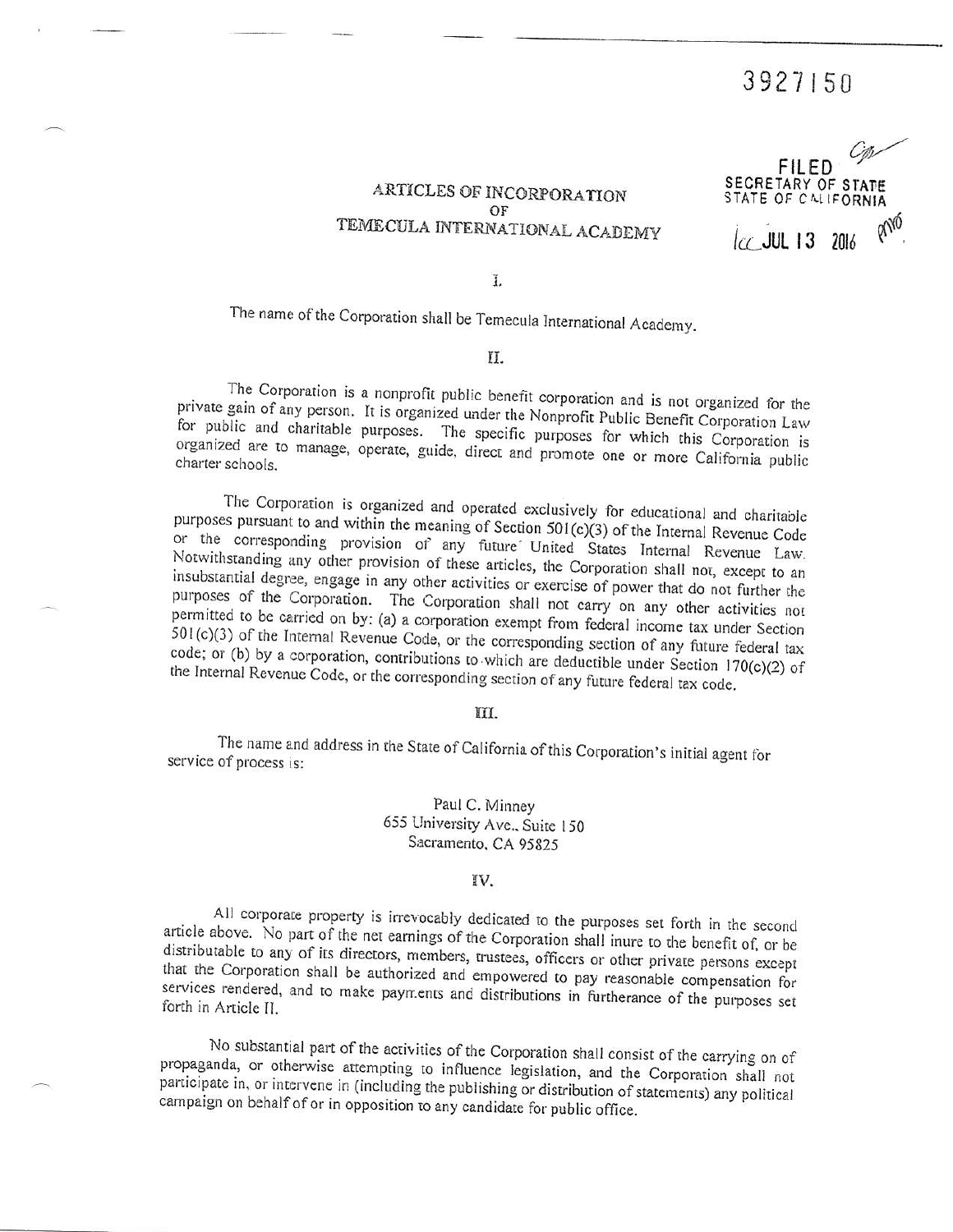3927150

FILED
SECRETARY OF STATE
STATE OF CALIFORNIA

JUL 13 2016

# ARTICLES OF INCORPORATION
# OF
# TEMECULA INTERNATIONAL ACADEMY

I.

The name of the Corporation shall be Temecula International Academy.

II.

The Corporation is a nonprofit public benefit corporation and is not organized for the private gain of any person. It is organized under the Nonprofit Public Benefit Corporation Law for public and charitable purposes. The specific purposes for which this Corporation is organized are to manage, operate, guide, direct and promote one or more California public charter schools.

The Corporation is organized and operated exclusively for educational and charitable purposes pursuant to and within the meaning of Section 501(c)(3) of the Internal Revenue Code or the corresponding provision of any future United States Internal Revenue Law. Notwithstanding any other provision of these articles, the Corporation shall not, except to an insubstantial degree, engage in any other activities or exercise of power that do not further the purposes of the Corporation. The Corporation shall not carry on any other activities not permitted to be carried on by: (a) a corporation exempt from federal income tax under Section 501(c)(3) of the Internal Revenue Code, or the corresponding section of any future federal tax code; or (b) by a corporation, contributions to which are deductible under Section 170(c)(2) of the Internal Revenue Code, or the corresponding section of any future federal tax code.

III.

The name and address in the State of California of this Corporation's initial agent for service of process is:

Paul C. Minney
655 University Ave., Suite 150
Sacramento, CA 95825

IV.

All corporate property is irrevocably dedicated to the purposes set forth in the second article above. No part of the net earnings of the Corporation shall inure to the benefit of, or be distributable to any of its directors, members, trustees, officers or other private persons except that the Corporation shall be authorized and empowered to pay reasonable compensation for services rendered, and to make payments and distributions in furtherance of the purposes set forth in Article II.

No substantial part of the activities of the Corporation shall consist of the carrying on of propaganda, or otherwise attempting to influence legislation, and the Corporation shall not participate in, or intervene in (including the publishing or distribution of statements) any political campaign on behalf of or in opposition to any candidate for public office.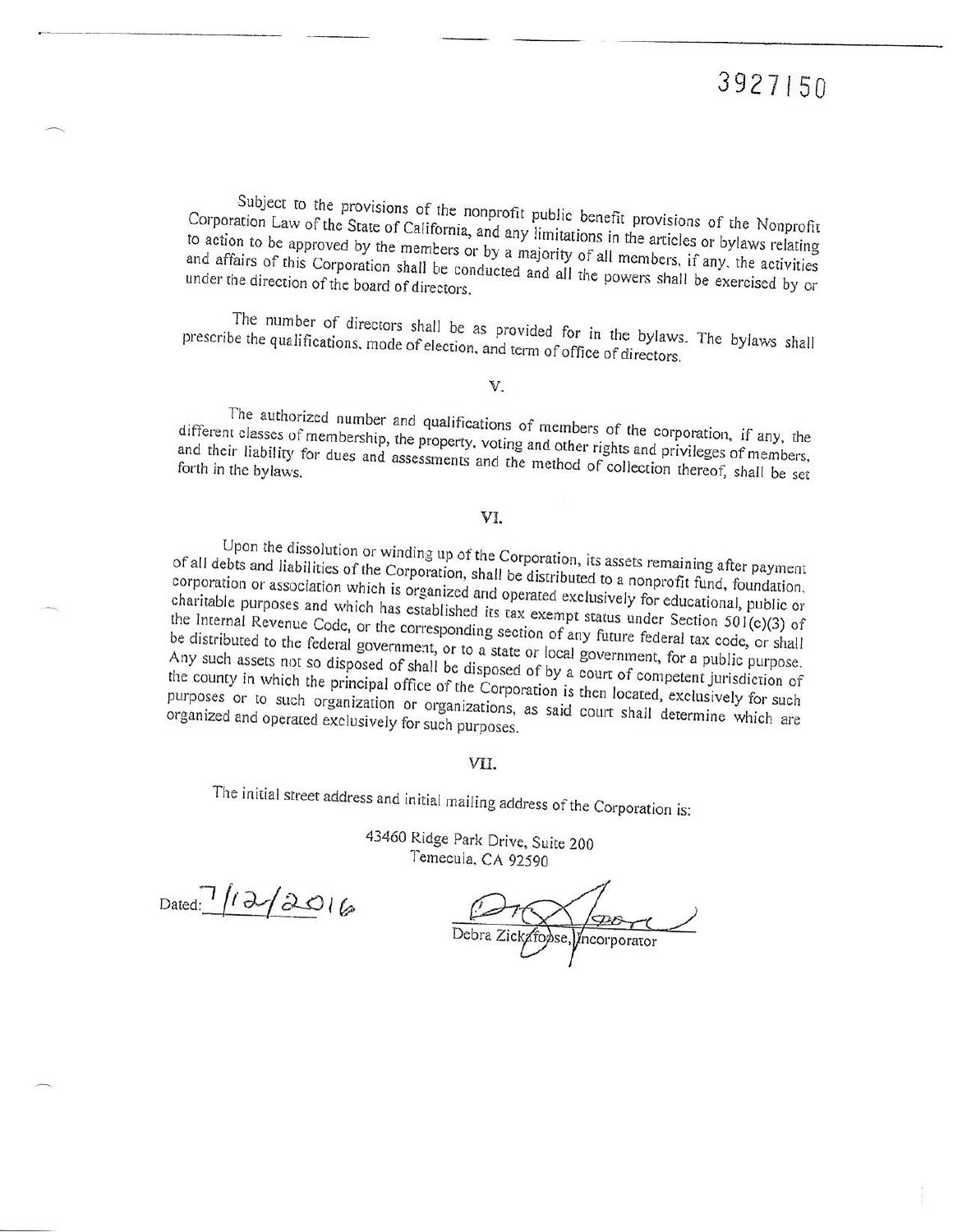3927150

Subject to the provisions of the nonprofit public benefit provisions of the Nonprofit Corporation Law of the State of California, and any limitations in the articles or bylaws relating to action to be approved by the members or by a majority of all members, if any, the activities and affairs of this Corporation shall be conducted and all the powers shall be exercised by or under the direction of the board of directors.

The number of directors shall be as provided for in the bylaws. The bylaws shall prescribe the qualifications, mode of election, and term of office of directors.

## V.

The authorized number and qualifications of members of the corporation, if any, the different classes of membership, the property, voting and other rights and privileges of members, and their liability for dues and assessments and the method of collection thereof, shall be set forth in the bylaws.

## VI.

Upon the dissolution or winding up of the Corporation, its assets remaining after payment of all debts and liabilities of the Corporation, shall be distributed to a nonprofit fund, foundation, corporation or association which is organized and operated exclusively for educational, public or charitable purposes and which has established its tax exempt status under Section 501(c)(3) of the Internal Revenue Code, or the corresponding section of any future federal tax code, or shall be distributed to the federal government, or to a state or local government, for a public purpose. Any such assets not so disposed of shall be disposed of by a court of competent jurisdiction of the county in which the principal office of the Corporation is then located, exclusively for such purposes or to such organization or organizations, as said court shall determine which are organized and operated exclusively for such purposes.

## VII.

The initial street address and initial mailing address of the Corporation is:

43460 Ridge Park Drive, Suite 200
Temecula, CA 92590

Dated: 7/12/2016

Debra Zickafoose, Incorporator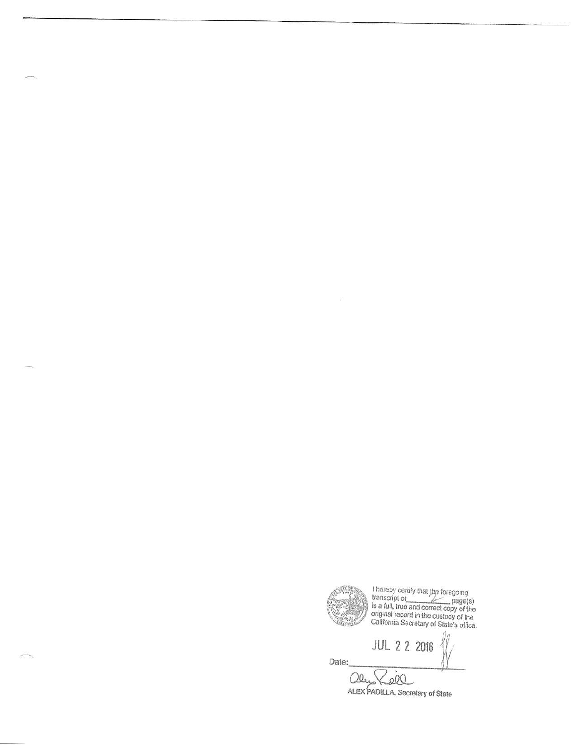I hereby certify that the foregoing transcript of 2 page(s) is a full, true and correct copy of the original record in the custody of the California Secretary of State's office.

Date: JUL 22 2016

ALEX PADILLA, Secretary of State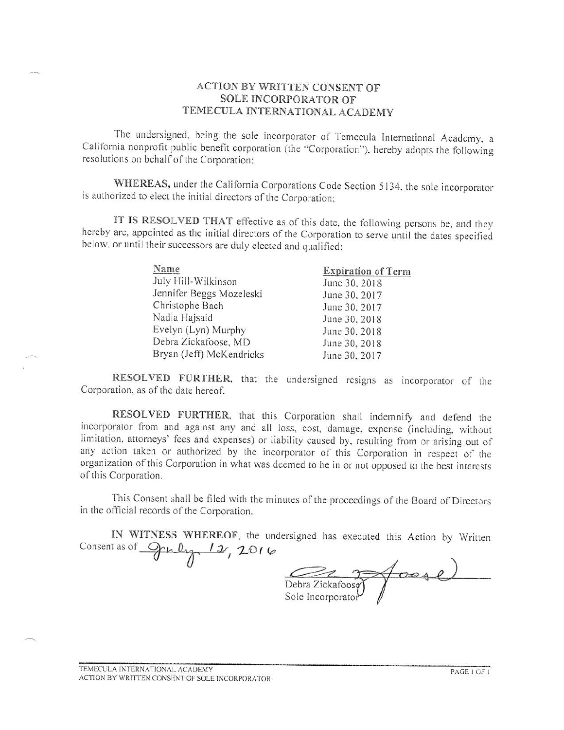# ACTION BY WRITTEN CONSENT OF SOLE INCORPORATOR OF TEMECULA INTERNATIONAL ACADEMY

The undersigned, being the sole incorporator of Temecula International Academy, a California nonprofit public benefit corporation (the "Corporation"), hereby adopts the following resolutions on behalf of the Corporation:

**WHEREAS,** under the California Corporations Code Section 5134, the sole incorporator is authorized to elect the initial directors of the Corporation;

**IT IS RESOLVED THAT** effective as of this date, the following persons be, and they hereby are, appointed as the initial directors of the Corporation to serve until the dates specified below, or until their successors are duly elected and qualified:

| Name | Expiration of Term |
|---|---|
| July Hill-Wilkinson | June 30, 2018 |
| Jennifer Beggs Mozeleski | June 30, 2017 |
| Christophe Bach | June 30, 2017 |
| Nadia Hajsaid | June 30, 2018 |
| Evelyn (Lyn) Murphy | June 30, 2018 |
| Debra Zickafoose, MD | June 30, 2018 |
| Bryan (Jeff) McKendricks | June 30, 2017 |

**RESOLVED FURTHER,** that the undersigned resigns as incorporator of the Corporation, as of the date hereof.

**RESOLVED FURTHER,** that this Corporation shall indemnify and defend the incorporator from and against any and all loss, cost, damage, expense (including, without limitation, attorneys' fees and expenses) or liability caused by, resulting from or arising out of any action taken or authorized by the incorporator of this Corporation in respect of the organization of this Corporation in what was deemed to be in or not opposed to the best interests of this Corporation.

This Consent shall be filed with the minutes of the proceedings of the Board of Directors in the official records of the Corporation.

**IN WITNESS WHEREOF,** the undersigned has executed this Action by Written Consent as of July 12, 2016

Debra Zickafoose
Sole Incorporator